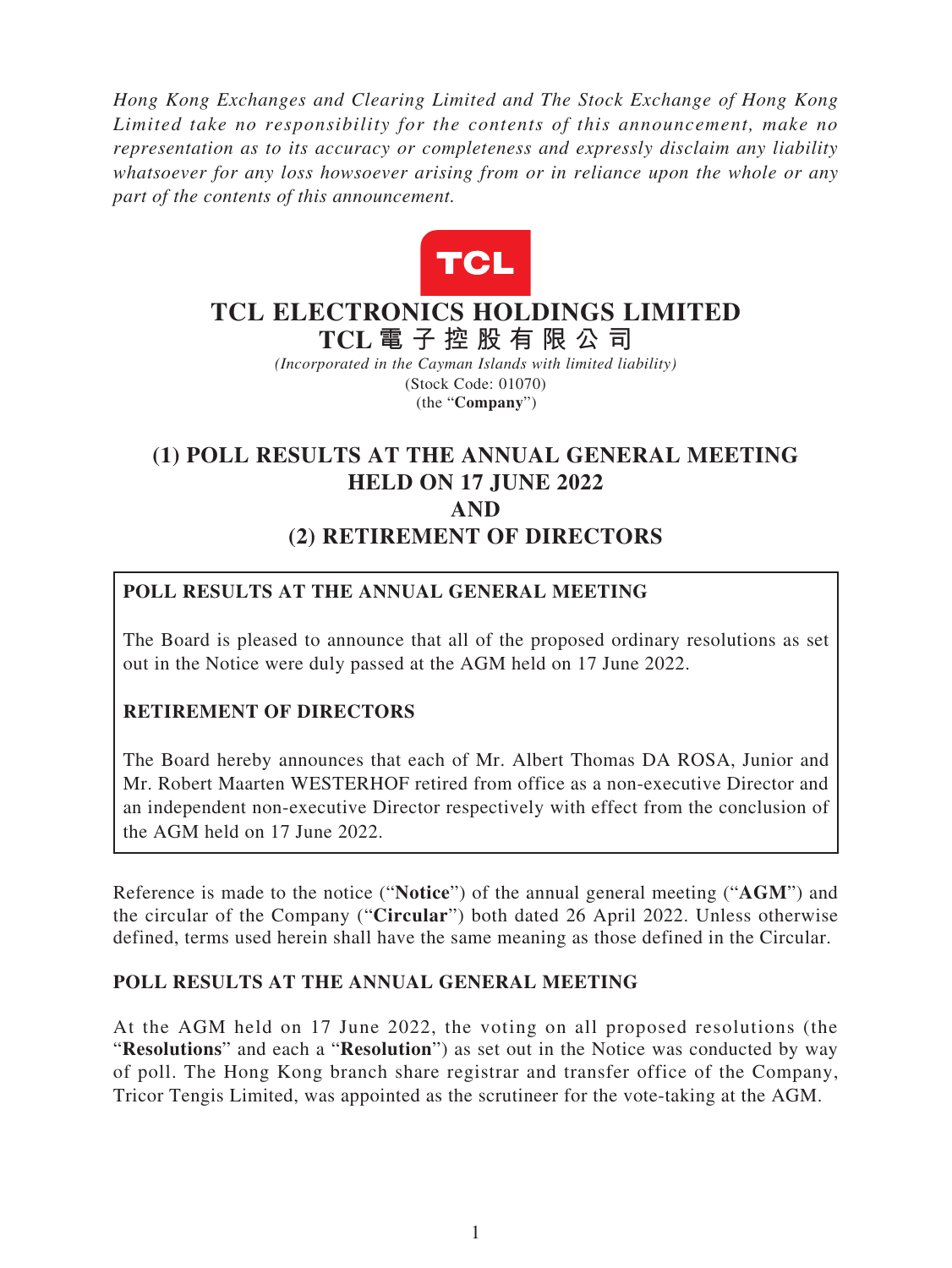*Hong Kong Exchanges and Clearing Limited and The Stock Exchange of Hong Kong Limited take no responsibility for the contents of this announcement, make no representation as to its accuracy or completeness and expressly disclaim any liability whatsoever for any loss howsoever arising from or in reliance upon the whole or any part of the contents of this announcement.*

# TCL ELECTRONICS HOLDINGS LIMITED
# TCL 電子控股有限公司

*(Incorporated in the Cayman Islands with limited liability)*
(Stock Code: 01070)
(the "**Company**")

## (1) POLL RESULTS AT THE ANNUAL GENERAL MEETING HELD ON 17 JUNE 2022 AND (2) RETIREMENT OF DIRECTORS

**POLL RESULTS AT THE ANNUAL GENERAL MEETING**

The Board is pleased to announce that all of the proposed ordinary resolutions as set out in the Notice were duly passed at the AGM held on 17 June 2022.

**RETIREMENT OF DIRECTORS**

The Board hereby announces that each of Mr. Albert Thomas DA ROSA, Junior and Mr. Robert Maarten WESTERHOF retired from office as a non-executive Director and an independent non-executive Director respectively with effect from the conclusion of the AGM held on 17 June 2022.

Reference is made to the notice ("**Notice**") of the annual general meeting ("**AGM**") and the circular of the Company ("**Circular**") both dated 26 April 2022. Unless otherwise defined, terms used herein shall have the same meaning as those defined in the Circular.

### POLL RESULTS AT THE ANNUAL GENERAL MEETING

At the AGM held on 17 June 2022, the voting on all proposed resolutions (the "**Resolutions**" and each a "**Resolution**") as set out in the Notice was conducted by way of poll. The Hong Kong branch share registrar and transfer office of the Company, Tricor Tengis Limited, was appointed as the scrutineer for the vote-taking at the AGM.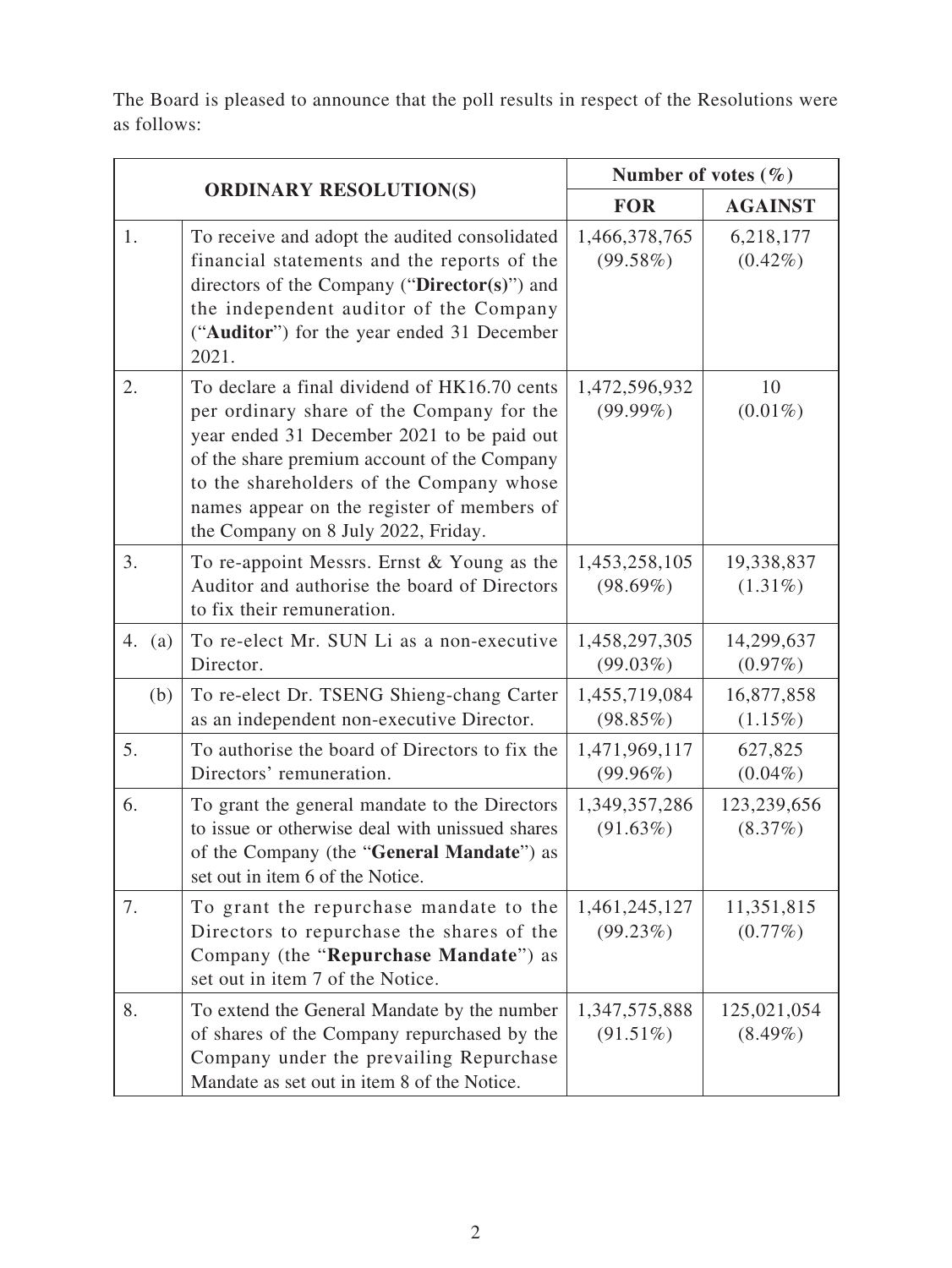The Board is pleased to announce that the poll results in respect of the Resolutions were as follows:

| ORDINARY RESOLUTION(S) | | Number of votes (%) | |
|---|---|---|---|
| | | **FOR** | **AGAINST** |
| 1. | To receive and adopt the audited consolidated financial statements and the reports of the directors of the Company ("**Director(s)**") and the independent auditor of the Company ("**Auditor**") for the year ended 31 December 2021. | 1,466,378,765 (99.58%) | 6,218,177 (0.42%) |
| 2. | To declare a final dividend of HK16.70 cents per ordinary share of the Company for the year ended 31 December 2021 to be paid out of the share premium account of the Company to the shareholders of the Company whose names appear on the register of members of the Company on 8 July 2022, Friday. | 1,472,596,932 (99.99%) | 10 (0.01%) |
| 3. | To re-appoint Messrs. Ernst & Young as the Auditor and authorise the board of Directors to fix their remuneration. | 1,453,258,105 (98.69%) | 19,338,837 (1.31%) |
| 4. (a) | To re-elect Mr. SUN Li as a non-executive Director. | 1,458,297,305 (99.03%) | 14,299,637 (0.97%) |
| (b) | To re-elect Dr. TSENG Shieng-chang Carter as an independent non-executive Director. | 1,455,719,084 (98.85%) | 16,877,858 (1.15%) |
| 5. | To authorise the board of Directors to fix the Directors' remuneration. | 1,471,969,117 (99.96%) | 627,825 (0.04%) |
| 6. | To grant the general mandate to the Directors to issue or otherwise deal with unissued shares of the Company (the "**General Mandate**") as set out in item 6 of the Notice. | 1,349,357,286 (91.63%) | 123,239,656 (8.37%) |
| 7. | To grant the repurchase mandate to the Directors to repurchase the shares of the Company (the "**Repurchase Mandate**") as set out in item 7 of the Notice. | 1,461,245,127 (99.23%) | 11,351,815 (0.77%) |
| 8. | To extend the General Mandate by the number of shares of the Company repurchased by the Company under the prevailing Repurchase Mandate as set out in item 8 of the Notice. | 1,347,575,888 (91.51%) | 125,021,054 (8.49%) |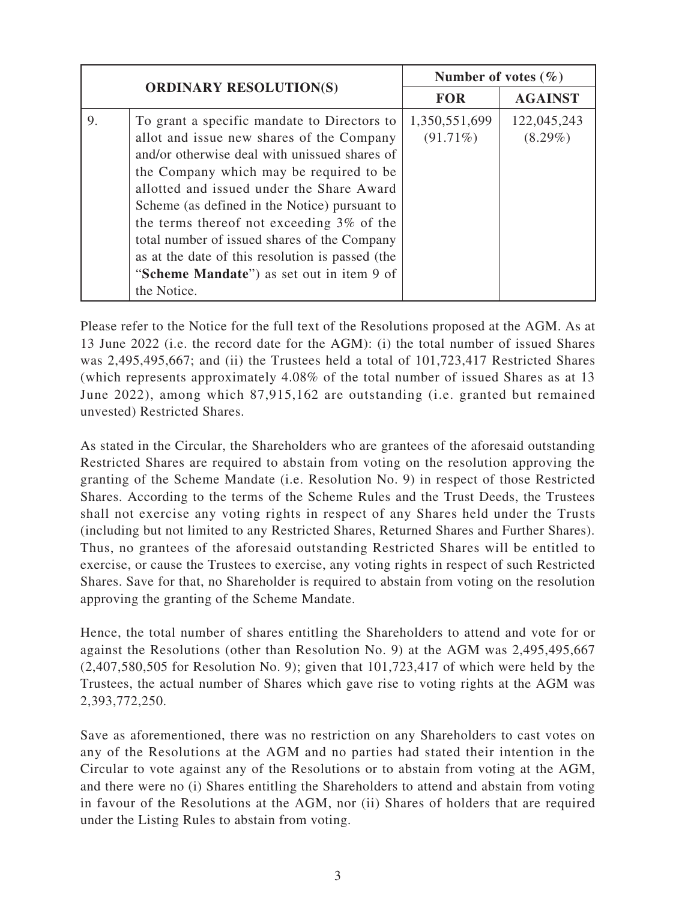| ORDINARY RESOLUTION(S) | | Number of votes (%) | |
|---|---|---|---|
| | | **FOR** | **AGAINST** |
| 9. | To grant a specific mandate to Directors to allot and issue new shares of the Company and/or otherwise deal with unissued shares of the Company which may be required to be allotted and issued under the Share Award Scheme (as defined in the Notice) pursuant to the terms thereof not exceeding 3% of the total number of issued shares of the Company as at the date of this resolution is passed (the "**Scheme Mandate**") as set out in item 9 of the Notice. | 1,350,551,699 (91.71%) | 122,045,243 (8.29%) |

Please refer to the Notice for the full text of the Resolutions proposed at the AGM. As at 13 June 2022 (i.e. the record date for the AGM): (i) the total number of issued Shares was 2,495,495,667; and (ii) the Trustees held a total of 101,723,417 Restricted Shares (which represents approximately 4.08% of the total number of issued Shares as at 13 June 2022), among which 87,915,162 are outstanding (i.e. granted but remained unvested) Restricted Shares.

As stated in the Circular, the Shareholders who are grantees of the aforesaid outstanding Restricted Shares are required to abstain from voting on the resolution approving the granting of the Scheme Mandate (i.e. Resolution No. 9) in respect of those Restricted Shares. According to the terms of the Scheme Rules and the Trust Deeds, the Trustees shall not exercise any voting rights in respect of any Shares held under the Trusts (including but not limited to any Restricted Shares, Returned Shares and Further Shares). Thus, no grantees of the aforesaid outstanding Restricted Shares will be entitled to exercise, or cause the Trustees to exercise, any voting rights in respect of such Restricted Shares. Save for that, no Shareholder is required to abstain from voting on the resolution approving the granting of the Scheme Mandate.

Hence, the total number of shares entitling the Shareholders to attend and vote for or against the Resolutions (other than Resolution No. 9) at the AGM was 2,495,495,667 (2,407,580,505 for Resolution No. 9); given that 101,723,417 of which were held by the Trustees, the actual number of Shares which gave rise to voting rights at the AGM was 2,393,772,250.

Save as aforementioned, there was no restriction on any Shareholders to cast votes on any of the Resolutions at the AGM and no parties had stated their intention in the Circular to vote against any of the Resolutions or to abstain from voting at the AGM, and there were no (i) Shares entitling the Shareholders to attend and abstain from voting in favour of the Resolutions at the AGM, nor (ii) Shares of holders that are required under the Listing Rules to abstain from voting.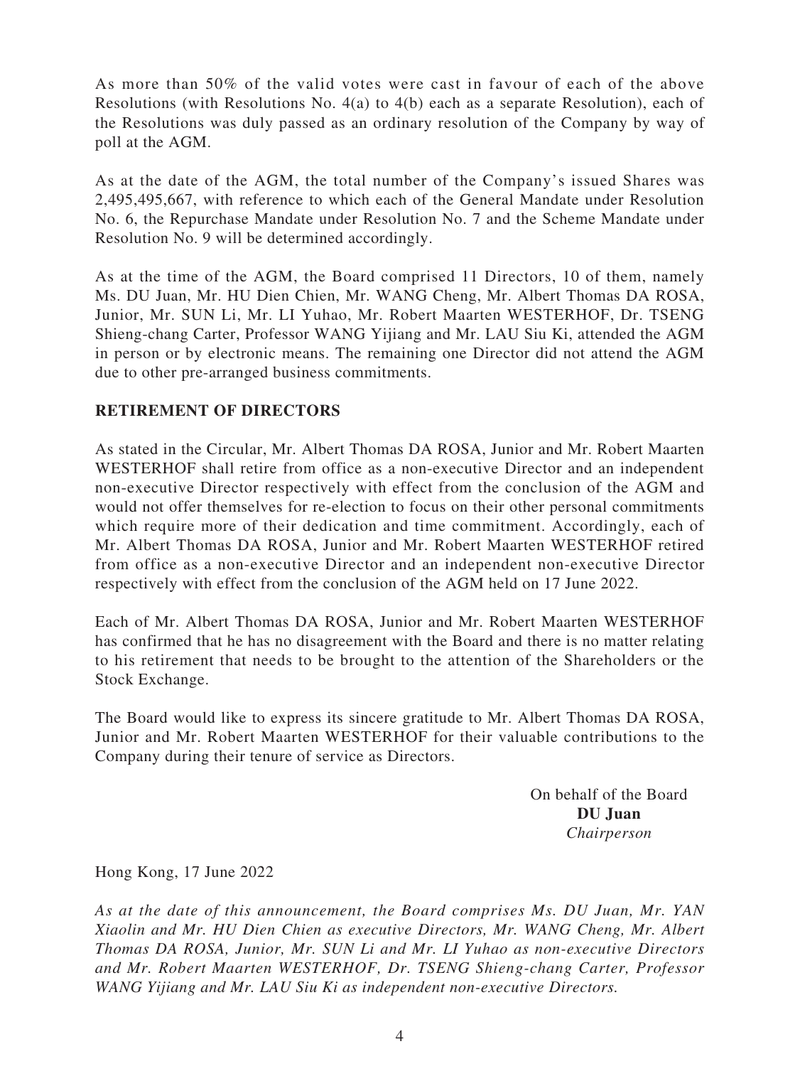As more than 50% of the valid votes were cast in favour of each of the above Resolutions (with Resolutions No. 4(a) to 4(b) each as a separate Resolution), each of the Resolutions was duly passed as an ordinary resolution of the Company by way of poll at the AGM.

As at the date of the AGM, the total number of the Company's issued Shares was 2,495,495,667, with reference to which each of the General Mandate under Resolution No. 6, the Repurchase Mandate under Resolution No. 7 and the Scheme Mandate under Resolution No. 9 will be determined accordingly.

As at the time of the AGM, the Board comprised 11 Directors, 10 of them, namely Ms. DU Juan, Mr. HU Dien Chien, Mr. WANG Cheng, Mr. Albert Thomas DA ROSA, Junior, Mr. SUN Li, Mr. LI Yuhao, Mr. Robert Maarten WESTERHOF, Dr. TSENG Shieng-chang Carter, Professor WANG Yijiang and Mr. LAU Siu Ki, attended the AGM in person or by electronic means. The remaining one Director did not attend the AGM due to other pre-arranged business commitments.

## RETIREMENT OF DIRECTORS

As stated in the Circular, Mr. Albert Thomas DA ROSA, Junior and Mr. Robert Maarten WESTERHOF shall retire from office as a non-executive Director and an independent non-executive Director respectively with effect from the conclusion of the AGM and would not offer themselves for re-election to focus on their other personal commitments which require more of their dedication and time commitment. Accordingly, each of Mr. Albert Thomas DA ROSA, Junior and Mr. Robert Maarten WESTERHOF retired from office as a non-executive Director and an independent non-executive Director respectively with effect from the conclusion of the AGM held on 17 June 2022.

Each of Mr. Albert Thomas DA ROSA, Junior and Mr. Robert Maarten WESTERHOF has confirmed that he has no disagreement with the Board and there is no matter relating to his retirement that needs to be brought to the attention of the Shareholders or the Stock Exchange.

The Board would like to express its sincere gratitude to Mr. Albert Thomas DA ROSA, Junior and Mr. Robert Maarten WESTERHOF for their valuable contributions to the Company during their tenure of service as Directors.

On behalf of the Board
**DU Juan**
*Chairperson*

Hong Kong, 17 June 2022

*As at the date of this announcement, the Board comprises Ms. DU Juan, Mr. YAN Xiaolin and Mr. HU Dien Chien as executive Directors, Mr. WANG Cheng, Mr. Albert Thomas DA ROSA, Junior, Mr. SUN Li and Mr. LI Yuhao as non-executive Directors and Mr. Robert Maarten WESTERHOF, Dr. TSENG Shieng-chang Carter, Professor WANG Yijiang and Mr. LAU Siu Ki as independent non-executive Directors.*